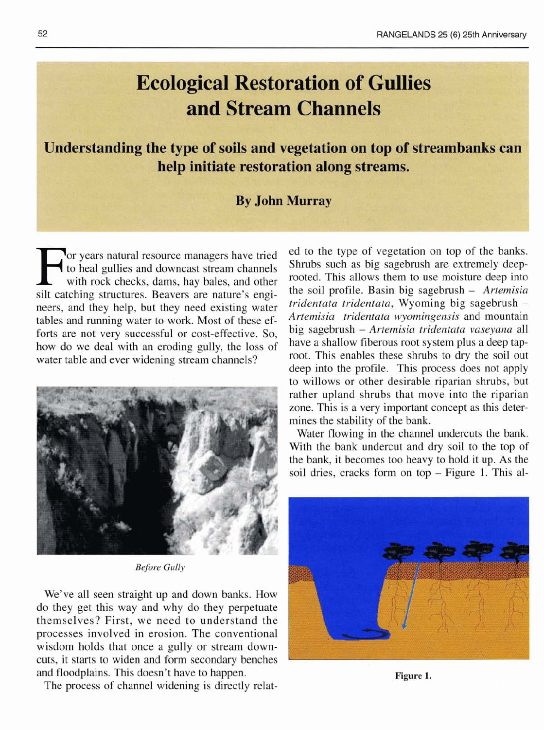# Ecological Restoration of Gullies and Stream Channels

## Understanding the type of soils and vegetation on top of streambanks can help initiate restoration along streams.

**By John Murray**

For years natural resource managers have tried to heal gullies and downcast stream channels with rock checks, dams, hay bales, and other silt catching structures. Beavers are nature's engineers, and they help, but they need existing water tables and running water to work. Most of these efforts are not very successful or cost-effective. So, how do we deal with an eroding gully, the loss of water table and ever widening stream channels?

*Before Gully*

We've all seen straight up and down banks. How do they get this way and why do they perpetuate themselves? First, we need to understand the processes involved in erosion. The conventional wisdom holds that once a gully or stream downcuts, it starts to widen and form secondary benches and floodplains. This doesn't have to happen.

The process of channel widening is directly related to the type of vegetation on top of the banks. Shrubs such as big sagebrush are extremely deep-rooted. This allows them to use moisture deep into the soil profile. Basin big sagebrush – *Artemisia tridentata tridentata*, Wyoming big sagebrush – *Artemisia tridentata wyomingensis* and mountain big sagebrush – *Artemisia tridentata vaseyana* all have a shallow fiberous root system plus a deep taproot. This enables these shrubs to dry the soil out deep into the profile. This process does not apply to willows or other desirable riparian shrubs, but rather upland shrubs that move into the riparian zone. This is a very important concept as this determines the stability of the bank.

Water flowing in the channel undercuts the bank. With the bank undercut and dry soil to the top of the bank, it becomes too heavy to hold it up. As the soil dries, cracks form on top – Figure 1. This al-

**Figure 1.**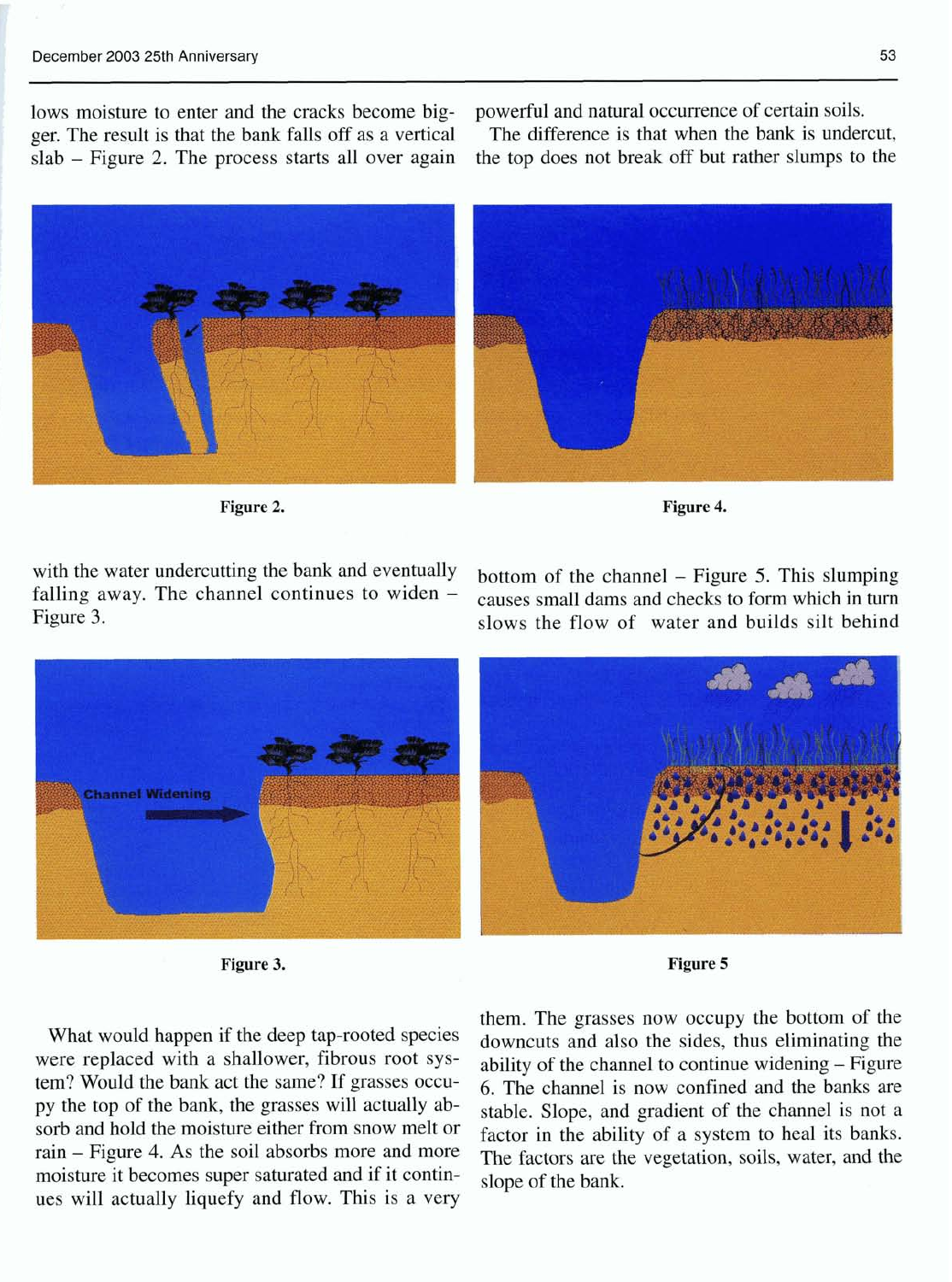lows moisture to enter and the cracks become bigger. The result is that the bank falls off as a vertical slab – Figure 2. The process starts all over again with the water undercutting the bank and eventually falling away. The channel continues to widen – Figure 3.

Figure 2.

Figure 3.

What would happen if the deep tap-rooted species were replaced with a shallower, fibrous root system? Would the bank act the same? If grasses occupy the top of the bank, the grasses will actually absorb and hold the moisture either from snow melt or rain – Figure 4. As the soil absorbs more and more moisture it becomes super saturated and if it continues will actually liquefy and flow. This is a very powerful and natural occurrence of certain soils.

The difference is that when the bank is undercut, the top does not break off but rather slumps to the bottom of the channel – Figure 5. This slumping causes small dams and checks to form which in turn slows the flow of water and builds silt behind them. The grasses now occupy the bottom of the downcuts and also the sides, thus eliminating the ability of the channel to continue widening – Figure 6. The channel is now confined and the banks are stable. Slope, and gradient of the channel is not a factor in the ability of a system to heal its banks. The factors are the vegetation, soils, water, and the slope of the bank.

Figure 4.

Figure 5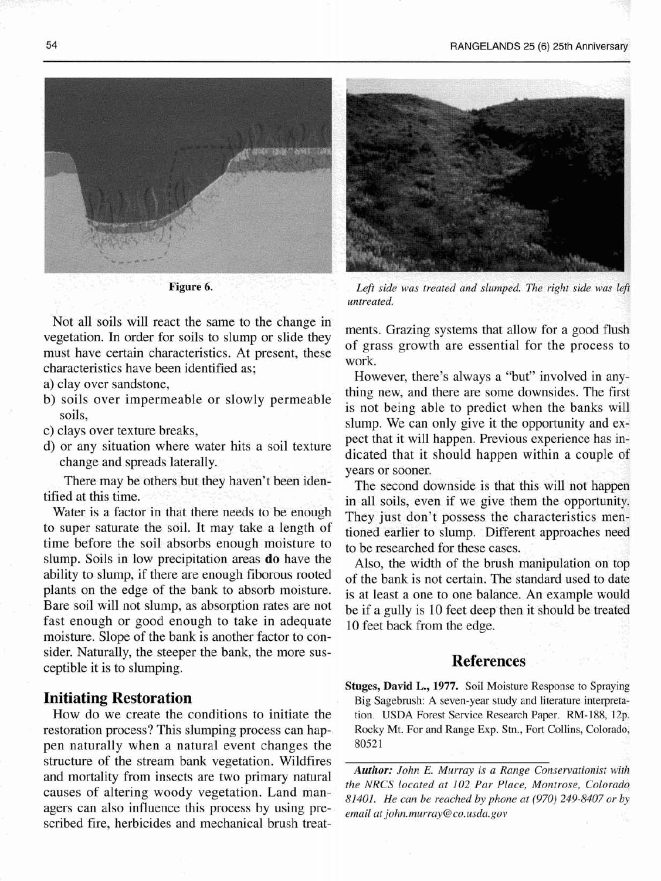Figure 6.

*Left side was treated and slumped. The right side was left untreated.*

Not all soils will react the same to the change in vegetation. In order for soils to slump or slide they must have certain characteristics. At present, these characteristics have been identified as;

a) clay over sandstone,

b) soils over impermeable or slowly permeable soils,

c) clays over texture breaks,

d) or any situation where water hits a soil texture change and spreads laterally.

There may be others but they haven't been identified at this time.

Water is a factor in that there needs to be enough to super saturate the soil. It may take a length of time before the soil absorbs enough moisture to slump. Soils in low precipitation areas **do** have the ability to slump, if there are enough fiborous rooted plants on the edge of the bank to absorb moisture. Bare soil will not slump, as absorption rates are not fast enough or good enough to take in adequate moisture. Slope of the bank is another factor to consider. Naturally, the steeper the bank, the more susceptible it is to slumping.

## Initiating Restoration

How do we create the conditions to initiate the restoration process? This slumping process can happen naturally when a natural event changes the structure of the stream bank vegetation. Wildfires and mortality from insects are two primary natural causes of altering woody vegetation. Land managers can also influence this process by using prescribed fire, herbicides and mechanical brush treatments. Grazing systems that allow for a good flush of grass growth are essential for the process to work.

However, there's always a "but" involved in anything new, and there are some downsides. The first is not being able to predict when the banks will slump. We can only give it the opportunity and expect that it will happen. Previous experience has indicated that it should happen within a couple of years or sooner.

The second downside is that this will not happen in all soils, even if we give them the opportunity. They just don't possess the characteristics mentioned earlier to slump. Different approaches need to be researched for these cases.

Also, the width of the brush manipulation on top of the bank is not certain. The standard used to date is at least a one to one balance. An example would be if a gully is 10 feet deep then it should be treated 10 feet back from the edge.

## References

**Stuges, David L., 1977.** Soil Moisture Response to Spraying Big Sagebrush: A seven-year study and literature interpretation. USDA Forest Service Research Paper. RM-188, 12p. Rocky Mt. For and Range Exp. Stn., Fort Collins, Colorado, 80521

***Author:*** *John E. Murray is a Range Conservationist with the NRCS located at 102 Par Place, Montrose, Colorado 81401. He can be reached by phone at (970) 249-8407 or by email at john.murray@co.usda.gov*